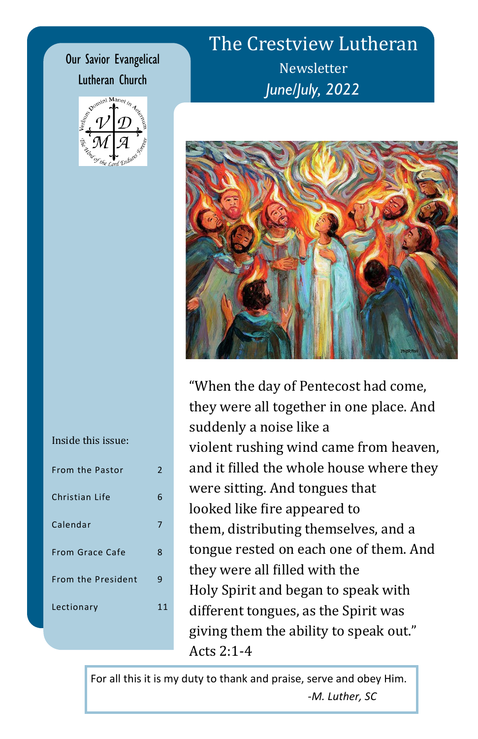Our Savior Evangelical Lutheran Church

Verbum Domini Manet in Aeternum

V D M A

The Word of the Lord Endures Forever

# The Crestview Lutheran

## Newsletter

*June/July, 2022*

"When the day of Pentecost had come, they were all together in one place. And suddenly a noise like a violent rushing wind came from heaven, and it filled the whole house where they were sitting. And tongues that looked like fire appeared to them, distributing themselves, and a tongue rested on each one of them. And they were all filled with the Holy Spirit and began to speak with different tongues, as the Spirit was giving them the ability to speak out."
Acts 2:1-4

Inside this issue:

| | |
|---|---|
| From the Pastor | 2 |
| Christian Life | 6 |
| Calendar | 7 |
| From Grace Cafe | 8 |
| From the President | 9 |
| Lectionary | 11 |

For all this it is my duty to thank and praise, serve and obey Him.

*-M. Luther, SC*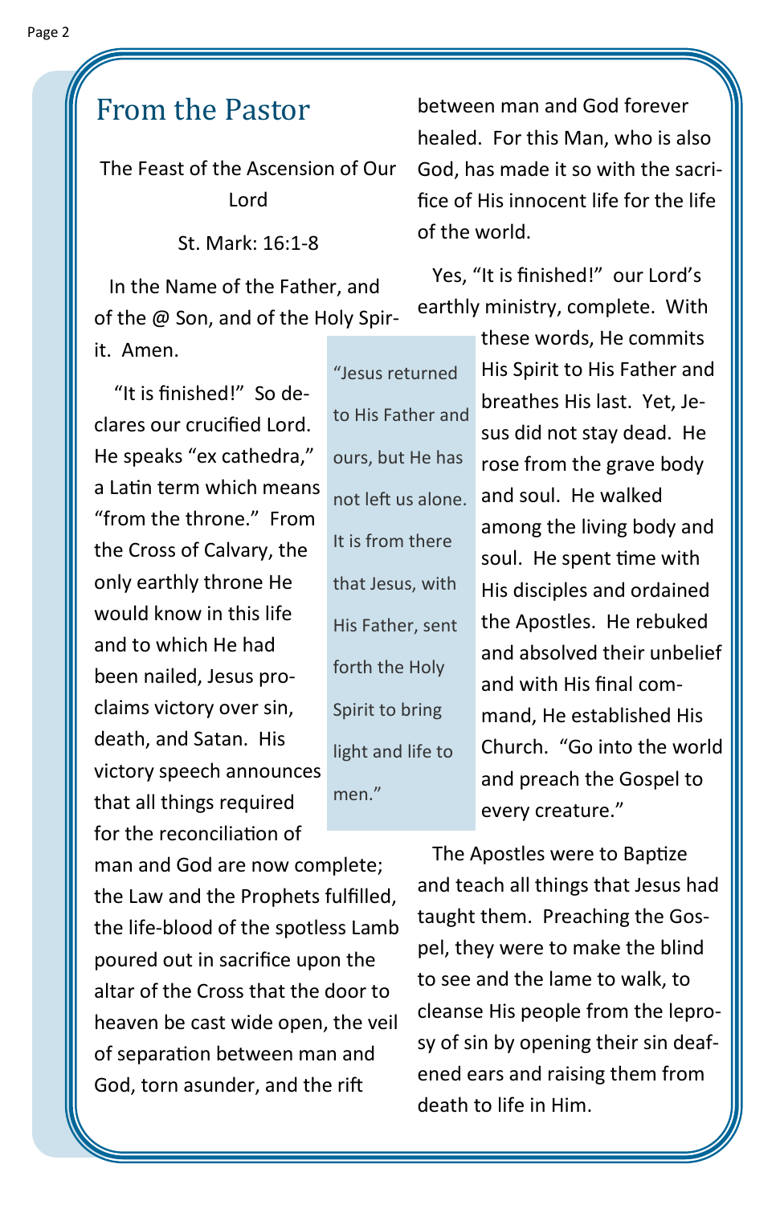## From the Pastor

The Feast of the Ascension of Our Lord

St. Mark: 16:1-8

In the Name of the Father, and of the @ Son, and of the Holy Spirit. Amen.

"It is finished!" So declares our crucified Lord. He speaks "ex cathedra," a Latin term which means "from the throne." From the Cross of Calvary, the only earthly throne He would know in this life and to which He had been nailed, Jesus proclaims victory over sin, death, and Satan. His victory speech announces that all things required for the reconciliation of man and God are now complete; the Law and the Prophets fulfilled, the life-blood of the spotless Lamb poured out in sacrifice upon the altar of the Cross that the door to heaven be cast wide open, the veil of separation between man and God, torn asunder, and the rift between man and God forever healed. For this Man, who is also God, has made it so with the sacrifice of His innocent life for the life of the world.

> "Jesus returned to His Father and ours, but He has not left us alone. It is from there that Jesus, with His Father, sent forth the Holy Spirit to bring light and life to men."

Yes, "It is finished!" our Lord's earthly ministry, complete. With these words, He commits His Spirit to His Father and breathes His last. Yet, Jesus did not stay dead. He rose from the grave body and soul. He walked among the living body and soul. He spent time with His disciples and ordained the Apostles. He rebuked and absolved their unbelief and with His final command, He established His Church. "Go into the world and preach the Gospel to every creature."

The Apostles were to Baptize and teach all things that Jesus had taught them. Preaching the Gospel, they were to make the blind to see and the lame to walk, to cleanse His people from the leprosy of sin by opening their sin deafened ears and raising them from death to life in Him.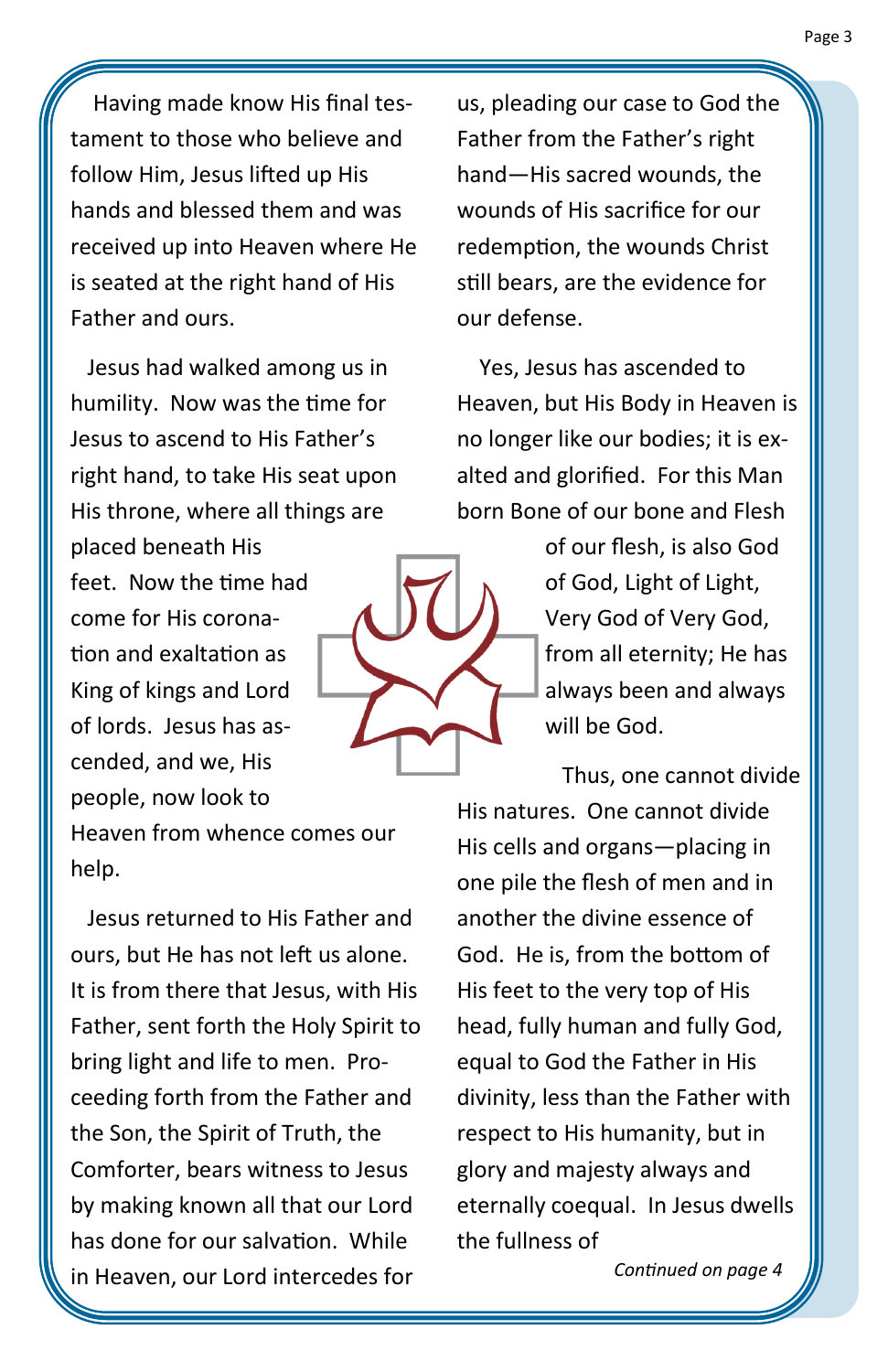Having made know His final testament to those who believe and follow Him, Jesus lifted up His hands and blessed them and was received up into Heaven where He is seated at the right hand of His Father and ours.

Jesus had walked among us in humility. Now was the time for Jesus to ascend to His Father's right hand, to take His seat upon His throne, where all things are placed beneath His feet. Now the time had come for His coronation and exaltation as King of kings and Lord of lords. Jesus has ascended, and we, His people, now look to Heaven from whence comes our help.

Jesus returned to His Father and ours, but He has not left us alone. It is from there that Jesus, with His Father, sent forth the Holy Spirit to bring light and life to men. Proceeding forth from the Father and the Son, the Spirit of Truth, the Comforter, bears witness to Jesus by making known all that our Lord has done for our salvation. While in Heaven, our Lord intercedes for us, pleading our case to God the Father from the Father's right hand—His sacred wounds, the wounds of His sacrifice for our redemption, the wounds Christ still bears, are the evidence for our defense.

Yes, Jesus has ascended to Heaven, but His Body in Heaven is no longer like our bodies; it is exalted and glorified. For this Man born Bone of our bone and Flesh of our flesh, is also God of God, Light of Light, Very God of Very God, from all eternity; He has always been and always will be God.

Thus, one cannot divide His natures. One cannot divide His cells and organs—placing in one pile the flesh of men and in another the divine essence of God. He is, from the bottom of His feet to the very top of His head, fully human and fully God, equal to God the Father in His divinity, less than the Father with respect to His humanity, but in glory and majesty always and eternally coequal. In Jesus dwells the fullness of

*Continued on page 4*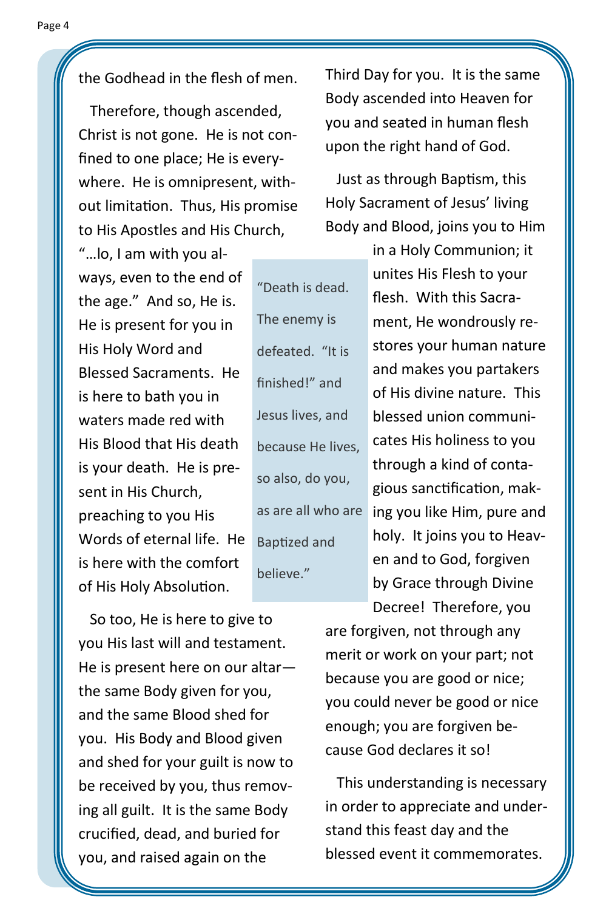the Godhead in the flesh of men.

Therefore, though ascended, Christ is not gone. He is not confined to one place; He is everywhere. He is omnipresent, without limitation. Thus, His promise to His Apostles and His Church, "…lo, I am with you always, even to the end of the age." And so, He is. He is present for you in His Holy Word and Blessed Sacraments. He is here to bath you in waters made red with His Blood that His death is your death. He is present in His Church, preaching to you His Words of eternal life. He is here with the comfort of His Holy Absolution.

> "Death is dead. The enemy is defeated. "It is finished!" and Jesus lives, and because He lives, so also, do you, as are all who are Baptized and believe."

So too, He is here to give to you His last will and testament. He is present here on our altar—the same Body given for you, and the same Blood shed for you. His Body and Blood given and shed for your guilt is now to be received by you, thus removing all guilt. It is the same Body crucified, dead, and buried for you, and raised again on the Third Day for you. It is the same Body ascended into Heaven for you and seated in human flesh upon the right hand of God.

Just as through Baptism, this Holy Sacrament of Jesus' living Body and Blood, joins you to Him in a Holy Communion; it unites His Flesh to your flesh. With this Sacrament, He wondrously restores your human nature and makes you partakers of His divine nature. This blessed union communicates His holiness to you through a kind of contagious sanctification, making you like Him, pure and holy. It joins you to Heaven and to God, forgiven by Grace through Divine Decree! Therefore, you are forgiven, not through any merit or work on your part; not because you are good or nice; you could never be good or nice enough; you are forgiven because God declares it so!

This understanding is necessary in order to appreciate and understand this feast day and the blessed event it commemorates.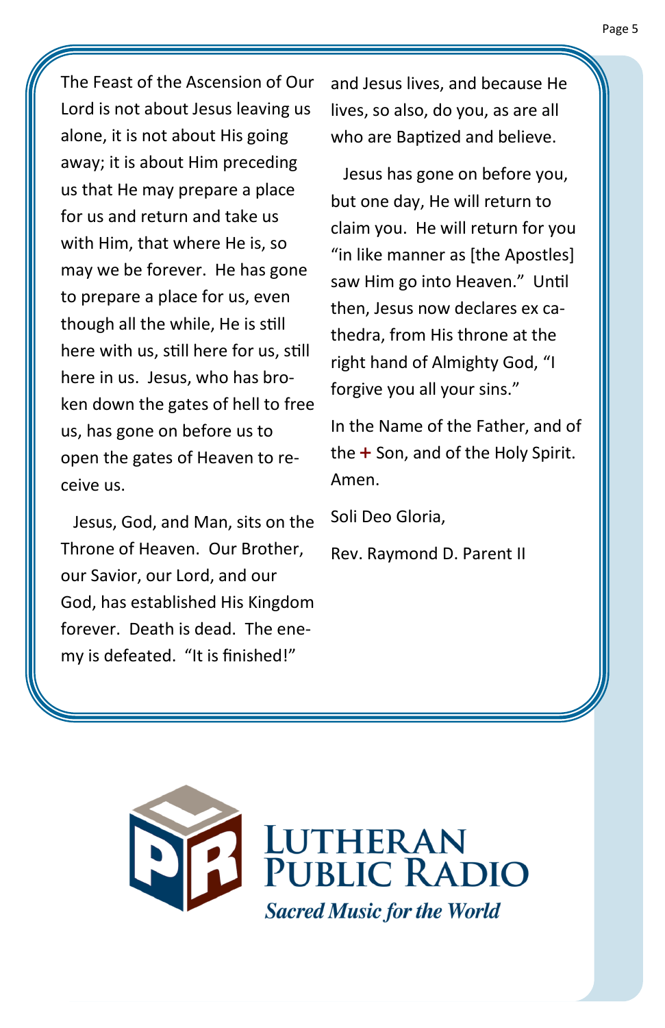The Feast of the Ascension of Our Lord is not about Jesus leaving us alone, it is not about His going away; it is about Him preceding us that He may prepare a place for us and return and take us with Him, that where He is, so may we be forever. He has gone to prepare a place for us, even though all the while, He is still here with us, still here for us, still here in us. Jesus, who has broken down the gates of hell to free us, has gone on before us to open the gates of Heaven to receive us.

Jesus, God, and Man, sits on the Throne of Heaven. Our Brother, our Savior, our Lord, and our God, has established His Kingdom forever. Death is dead. The enemy is defeated. "It is finished!" and Jesus lives, and because He lives, so also, do you, as are all who are Baptized and believe.

Jesus has gone on before you, but one day, He will return to claim you. He will return for you "in like manner as [the Apostles] saw Him go into Heaven." Until then, Jesus now declares ex cathedra, from His throne at the right hand of Almighty God, "I forgive you all your sins."

In the Name of the Father, and of the + Son, and of the Holy Spirit. Amen.

Soli Deo Gloria,

Rev. Raymond D. Parent II

LUTHERAN PUBLIC RADIO

*Sacred Music for the World*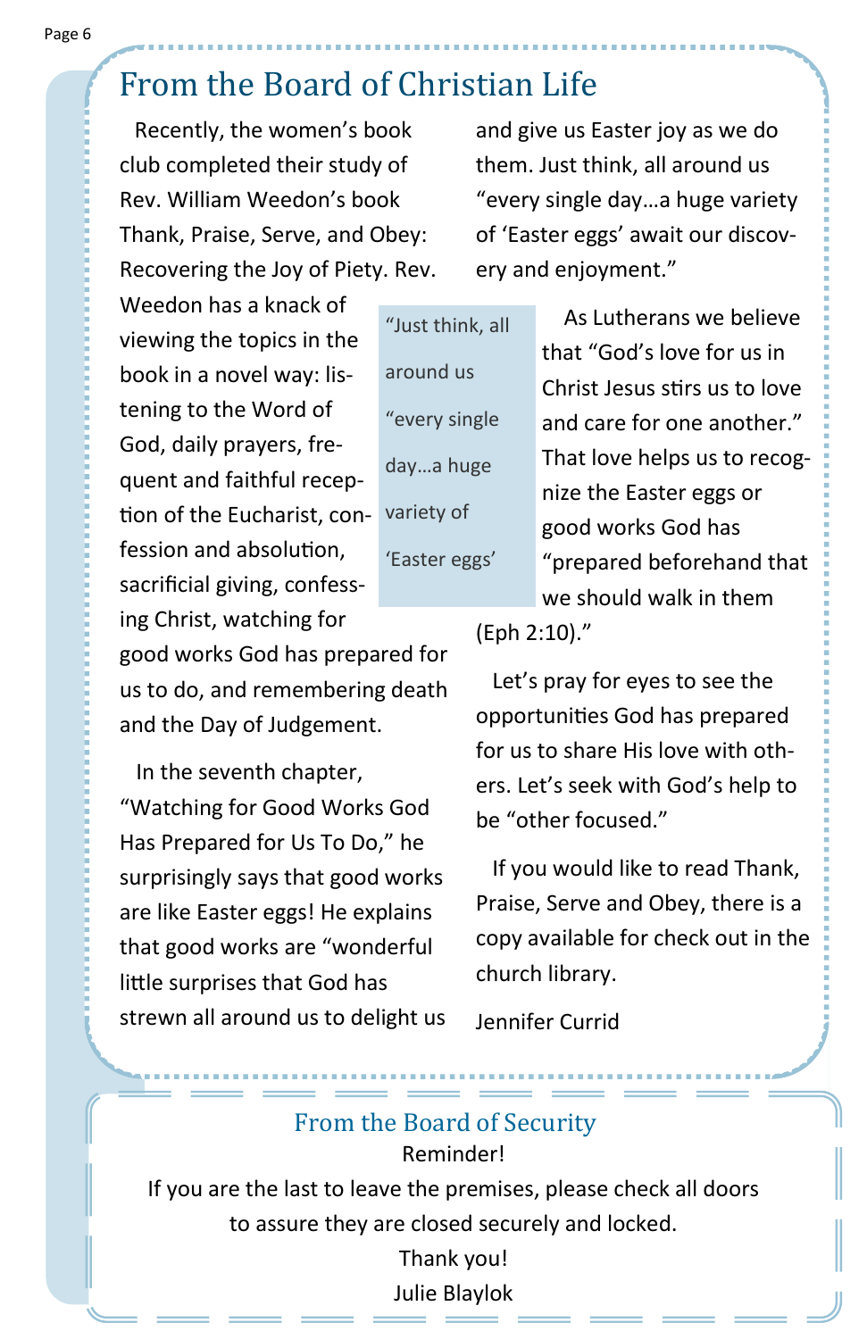## From the Board of Christian Life

Recently, the women's book club completed their study of Rev. William Weedon's book Thank, Praise, Serve, and Obey: Recovering the Joy of Piety. Rev. Weedon has a knack of viewing the topics in the book in a novel way: listening to the Word of God, daily prayers, frequent and faithful reception of the Eucharist, confession and absolution, sacrificial giving, confessing Christ, watching for good works God has prepared for us to do, and remembering death and the Day of Judgement.

In the seventh chapter, "Watching for Good Works God Has Prepared for Us To Do," he surprisingly says that good works are like Easter eggs! He explains that good works are "wonderful little surprises that God has strewn all around us to delight us and give us Easter joy as we do them. Just think, all around us "every single day…a huge variety of 'Easter eggs' await our discovery and enjoyment."

> "Just think, all around us "every single day…a huge variety of 'Easter eggs'

As Lutherans we believe that "God's love for us in Christ Jesus stirs us to love and care for one another." That love helps us to recognize the Easter eggs or good works God has "prepared beforehand that we should walk in them (Eph 2:10)."

Let's pray for eyes to see the opportunities God has prepared for us to share His love with others. Let's seek with God's help to be "other focused."

If you would like to read Thank, Praise, Serve and Obey, there is a copy available for check out in the church library.

Jennifer Currid

## From the Board of Security

Reminder!

If you are the last to leave the premises, please check all doors to assure they are closed securely and locked.

Thank you!

Julie Blaylok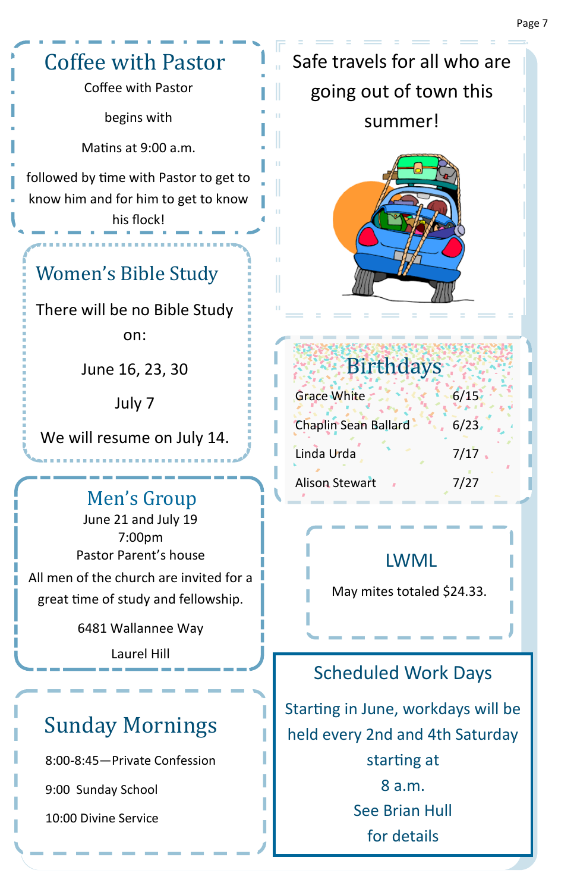## Coffee with Pastor

Coffee with Pastor

begins with

Matins at 9:00 a.m.

followed by time with Pastor to get to know him and for him to get to know his flock!

## Women's Bible Study

There will be no Bible Study on:

June 16, 23, 30

July 7

We will resume on July 14.

## Men's Group

June 21 and July 19
7:00pm
Pastor Parent's house

All men of the church are invited for a great time of study and fellowship.

6481 Wallannee Way

Laurel Hill

## Sunday Mornings

8:00-8:45—Private Confession

9:00 Sunday School

10:00 Divine Service

Safe travels for all who are going out of town this summer!

## Birthdays

| | |
|---|---|
| Grace White | 6/15 |
| Chaplin Sean Ballard | 6/23 |
| Linda Urda | 7/17 |
| Alison Stewart | 7/27 |

## LWML

May mites totaled $24.33.

## Scheduled Work Days

Starting in June, workdays will be held every 2nd and 4th Saturday starting at
8 a.m.
See Brian Hull
for details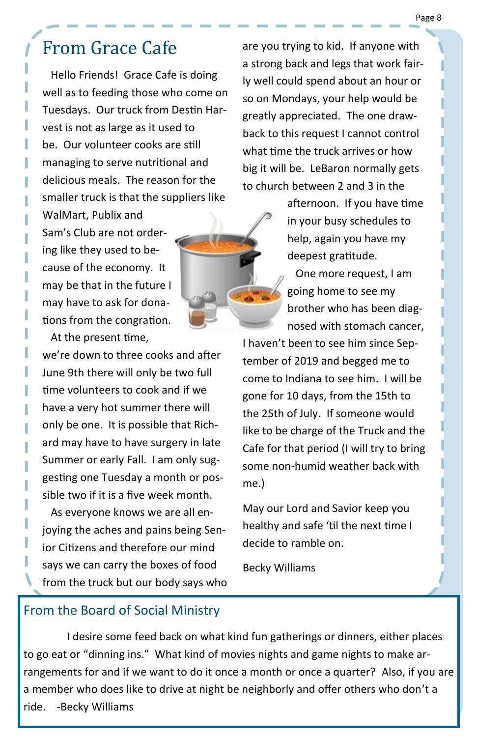## From Grace Cafe

Hello Friends! Grace Cafe is doing well as to feeding those who come on Tuesdays. Our truck from Destin Harvest is not as large as it used to be. Our volunteer cooks are still managing to serve nutritional and delicious meals. The reason for the smaller truck is that the suppliers like WalMart, Publix and Sam's Club are not ordering like they used to because of the economy. It may be that in the future I may have to ask for donations from the congration.

At the present time, we're down to three cooks and after June 9th there will only be two full time volunteers to cook and if we have a very hot summer there will only be one. It is possible that Richard may have to have surgery in late Summer or early Fall. I am only suggesting one Tuesday a month or possible two if it is a five week month.

As everyone knows we are all enjoying the aches and pains being Senior Citizens and therefore our mind says we can carry the boxes of food from the truck but our body says who are you trying to kid. If anyone with a strong back and legs that work fairly well could spend about an hour or so on Mondays, your help would be greatly appreciated. The one drawback to this request I cannot control what time the truck arrives or how big it will be. LeBaron normally gets to church between 2 and 3 in the afternoon. If you have time in your busy schedules to help, again you have my deepest gratitude.

One more request, I am going home to see my brother who has been diagnosed with stomach cancer, I haven't been to see him since September of 2019 and begged me to come to Indiana to see him. I will be gone for 10 days, from the 15th to the 25th of July. If someone would like to be charge of the Truck and the Cafe for that period (I will try to bring some non-humid weather back with me.)

May our Lord and Savior keep you healthy and safe 'til the next time I decide to ramble on.

Becky Williams

## From the Board of Social Ministry

I desire some feed back on what kind fun gatherings or dinners, either places to go eat or "dinning ins." What kind of movies nights and game nights to make arrangements for and if we want to do it once a month or once a quarter? Also, if you are a member who does like to drive at night be neighborly and offer others who don't a ride. -Becky Williams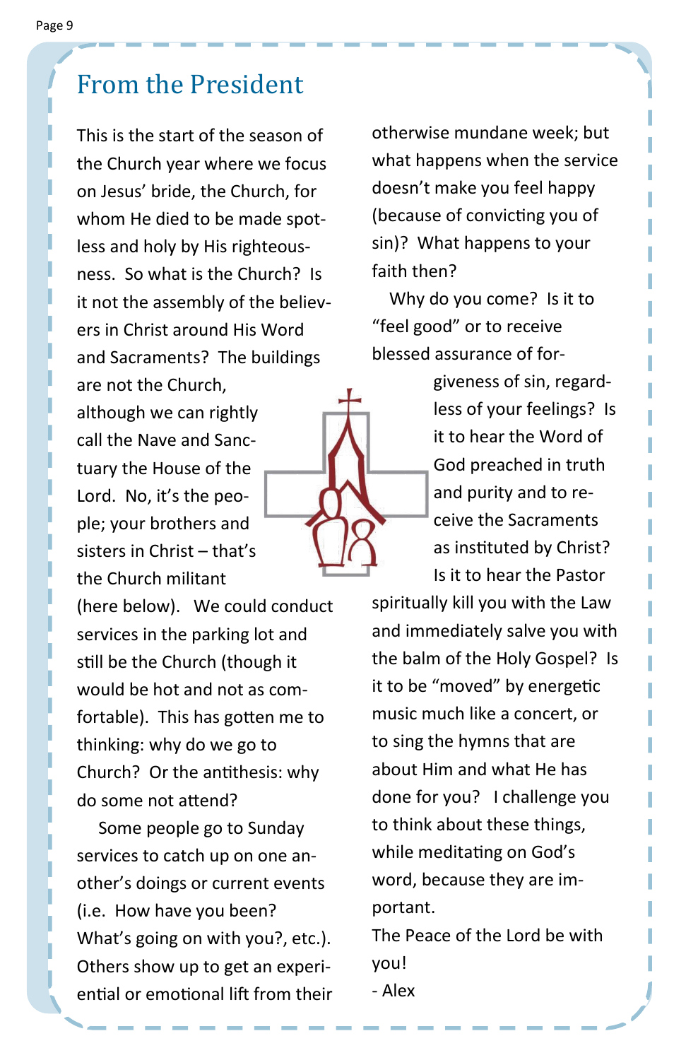## From the President

This is the start of the season of the Church year where we focus on Jesus' bride, the Church, for whom He died to be made spotless and holy by His righteousness. So what is the Church? Is it not the assembly of the believers in Christ around His Word and Sacraments? The buildings are not the Church, although we can rightly call the Nave and Sanctuary the House of the Lord. No, it's the people; your brothers and sisters in Christ – that's the Church militant (here below). We could conduct services in the parking lot and still be the Church (though it would be hot and not as comfortable). This has gotten me to thinking: why do we go to Church? Or the antithesis: why do some not attend?

Some people go to Sunday services to catch up on one another's doings or current events (i.e. How have you been? What's going on with you?, etc.). Others show up to get an experiential or emotional lift from their otherwise mundane week; but what happens when the service doesn't make you feel happy (because of convicting you of sin)? What happens to your faith then?

Why do you come? Is it to "feel good" or to receive blessed assurance of forgiveness of sin, regardless of your feelings? Is it to hear the Word of God preached in truth and purity and to receive the Sacraments as instituted by Christ? Is it to hear the Pastor spiritually kill you with the Law and immediately salve you with the balm of the Holy Gospel? Is it to be "moved" by energetic music much like a concert, or to sing the hymns that are about Him and what He has done for you? I challenge you to think about these things, while meditating on God's word, because they are important.

The Peace of the Lord be with you!

- Alex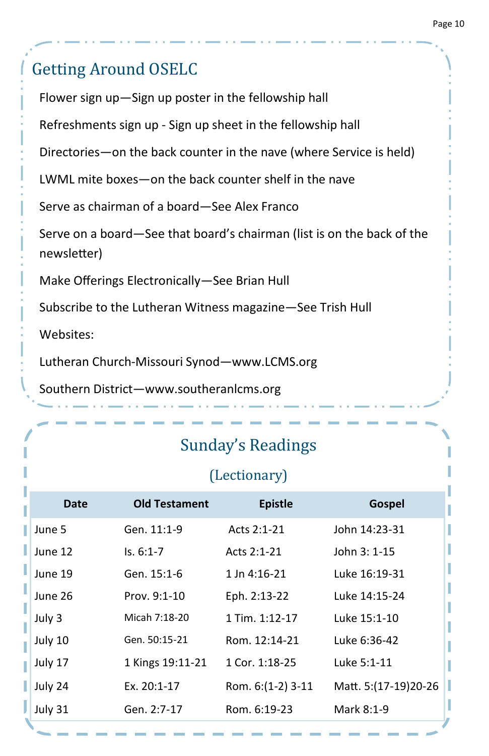## Getting Around OSELC

Flower sign up—Sign up poster in the fellowship hall

Refreshments sign up - Sign up sheet in the fellowship hall

Directories—on the back counter in the nave (where Service is held)

LWML mite boxes—on the back counter shelf in the nave

Serve as chairman of a board—See Alex Franco

Serve on a board—See that board's chairman (list is on the back of the newsletter)

Make Offerings Electronically—See Brian Hull

Subscribe to the Lutheran Witness magazine—See Trish Hull

Websites:

Lutheran Church-Missouri Synod—www.LCMS.org

Southern District—www.southeranlcms.org

## Sunday's Readings

### (Lectionary)

| Date | Old Testament | Epistle | Gospel |
|---|---|---|---|
| June 5 | Gen. 11:1-9 | Acts 2:1-21 | John 14:23-31 |
| June 12 | Is. 6:1-7 | Acts 2:1-21 | John 3: 1-15 |
| June 19 | Gen. 15:1-6 | 1 Jn 4:16-21 | Luke 16:19-31 |
| June 26 | Prov. 9:1-10 | Eph. 2:13-22 | Luke 14:15-24 |
| July 3 | Micah 7:18-20 | 1 Tim. 1:12-17 | Luke 15:1-10 |
| July 10 | Gen. 50:15-21 | Rom. 12:14-21 | Luke 6:36-42 |
| July 17 | 1 Kings 19:11-21 | 1 Cor. 1:18-25 | Luke 5:1-11 |
| July 24 | Ex. 20:1-17 | Rom. 6:(1-2) 3-11 | Matt. 5:(17-19)20-26 |
| July 31 | Gen. 2:7-17 | Rom. 6:19-23 | Mark 8:1-9 |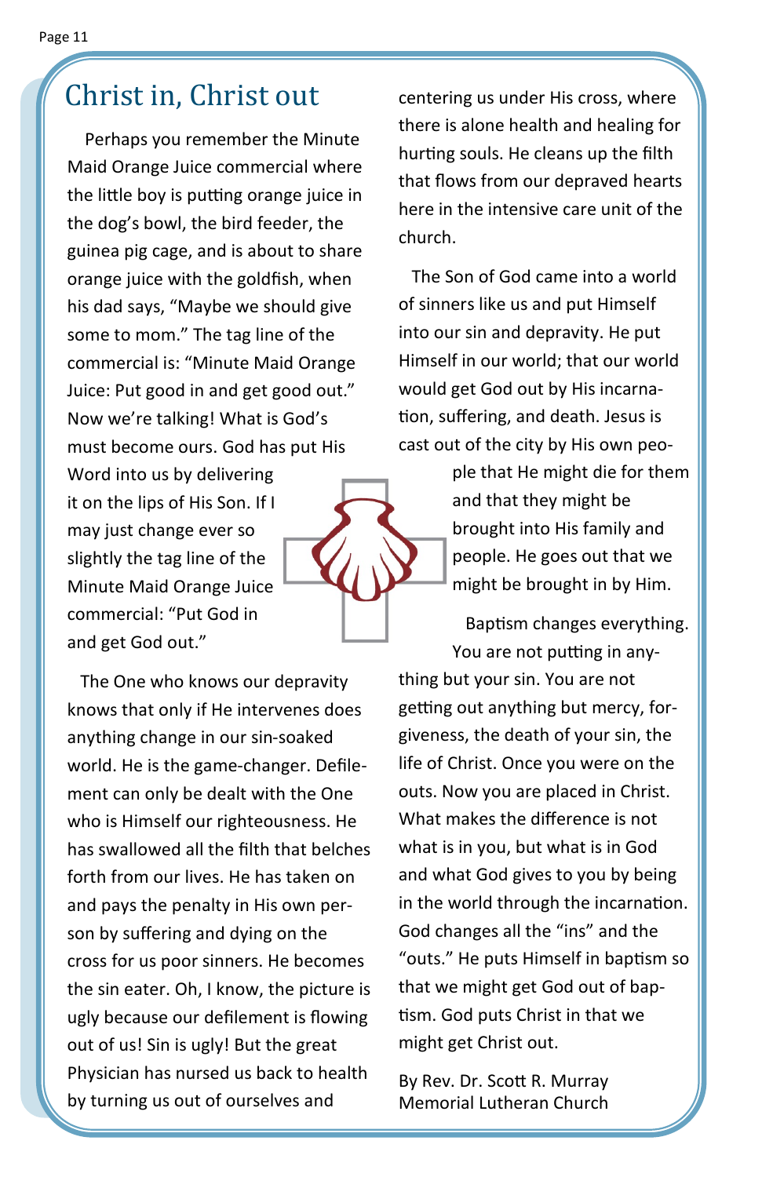# Christ in, Christ out

Perhaps you remember the Minute Maid Orange Juice commercial where the little boy is putting orange juice in the dog's bowl, the bird feeder, the guinea pig cage, and is about to share orange juice with the goldfish, when his dad says, "Maybe we should give some to mom." The tag line of the commercial is: "Minute Maid Orange Juice: Put good in and get good out." Now we're talking! What is God's must become ours. God has put His Word into us by delivering it on the lips of His Son. If I may just change ever so slightly the tag line of the Minute Maid Orange Juice commercial: "Put God in and get God out."

The One who knows our depravity knows that only if He intervenes does anything change in our sin-soaked world. He is the game-changer. Defilement can only be dealt with the One who is Himself our righteousness. He has swallowed all the filth that belches forth from our lives. He has taken on and pays the penalty in His own person by suffering and dying on the cross for us poor sinners. He becomes the sin eater. Oh, I know, the picture is ugly because our defilement is flowing out of us! Sin is ugly! But the great Physician has nursed us back to health by turning us out of ourselves and centering us under His cross, where there is alone health and healing for hurting souls. He cleans up the filth that flows from our depraved hearts here in the intensive care unit of the church.

The Son of God came into a world of sinners like us and put Himself into our sin and depravity. He put Himself in our world; that our world would get God out by His incarnation, suffering, and death. Jesus is cast out of the city by His own people that He might die for them and that they might be brought into His family and people. He goes out that we might be brought in by Him.

Baptism changes everything. You are not putting in anything but your sin. You are not getting out anything but mercy, forgiveness, the death of your sin, the life of Christ. Once you were on the outs. Now you are placed in Christ. What makes the difference is not what is in you, but what is in God and what God gives to you by being in the world through the incarnation. God changes all the "ins" and the "outs." He puts Himself in baptism so that we might get God out of baptism. God puts Christ in that we might get Christ out.

By Rev. Dr. Scott R. Murray
Memorial Lutheran Church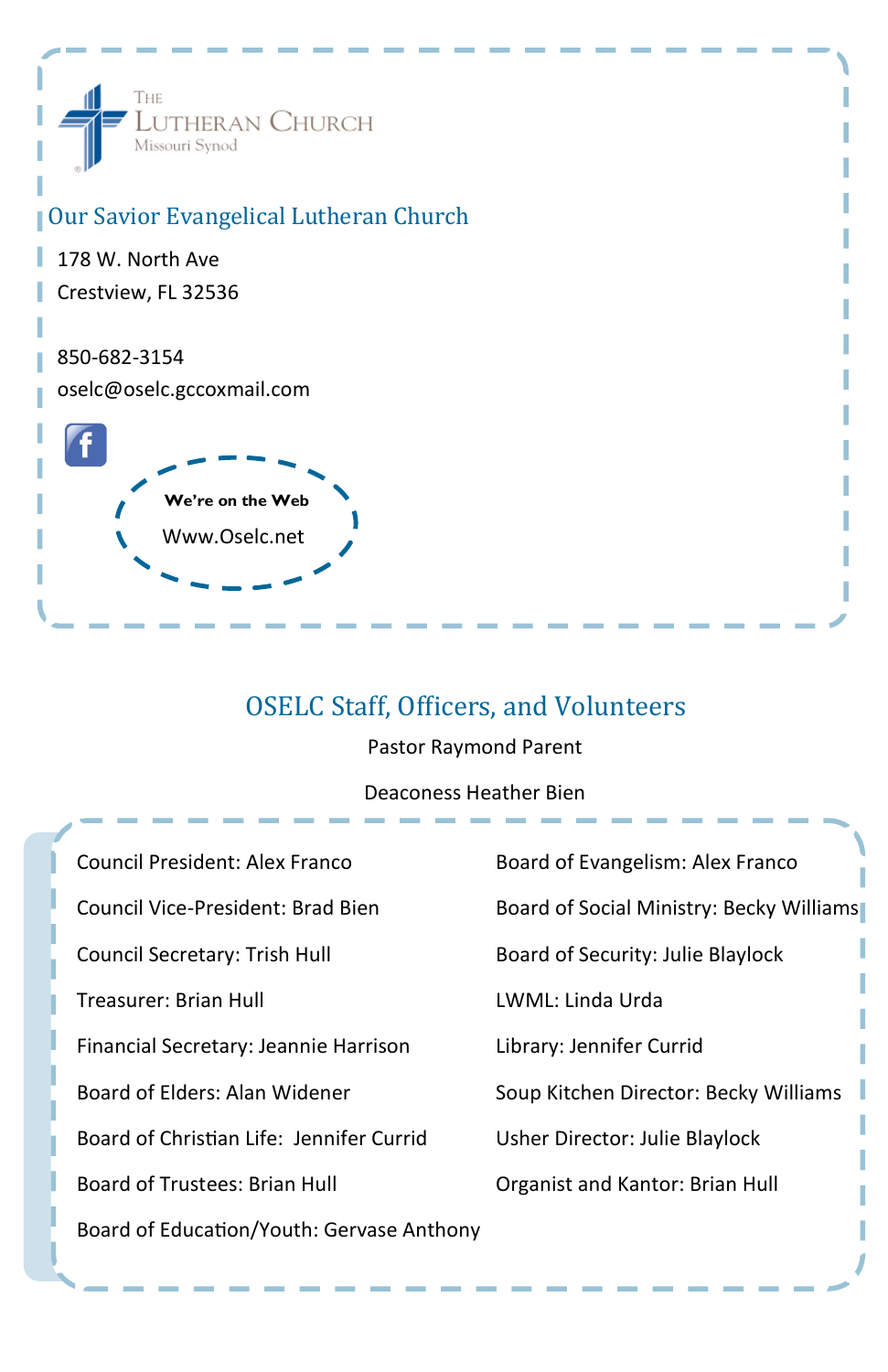THE
LUTHERAN CHURCH
Missouri Synod

## Our Savior Evangelical Lutheran Church

178 W. North Ave
Crestview, FL 32536

850-682-3154
oselc@oselc.gccoxmail.com

**We're on the Web**
Www.Oselc.net

## OSELC Staff, Officers, and Volunteers

Pastor Raymond Parent

Deaconess Heather Bien

Council President: Alex Franco

Council Vice-President: Brad Bien

Council Secretary: Trish Hull

Treasurer: Brian Hull

Financial Secretary: Jeannie Harrison

Board of Elders: Alan Widener

Board of Christian Life: Jennifer Currid

Board of Trustees: Brian Hull

Board of Education/Youth: Gervase Anthony

Board of Evangelism: Alex Franco

Board of Social Ministry: Becky Williams

Board of Security: Julie Blaylock

LWML: Linda Urda

Library: Jennifer Currid

Soup Kitchen Director: Becky Williams

Usher Director: Julie Blaylock

Organist and Kantor: Brian Hull